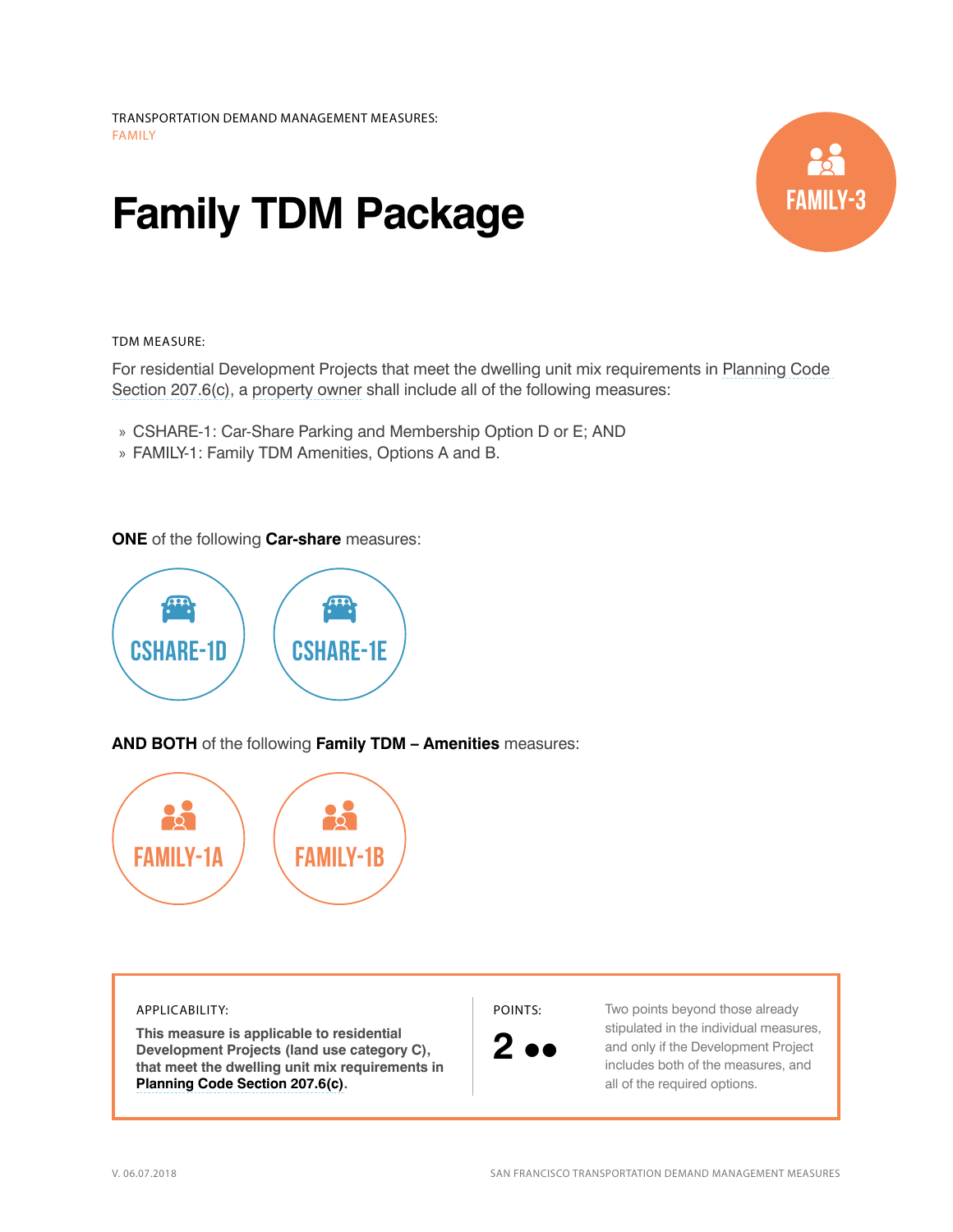TRANSPORTATION DEMAND MANAGEMENT MEASURES:
FAMILY

# Family TDM Package

FAMILY-3

TDM MEASURE:

For residential Development Projects that meet the dwelling unit mix requirements in Planning Code Section 207.6(c), a property owner shall include all of the following measures:

» CSHARE-1: Car-Share Parking and Membership Option D or E; AND
» FAMILY-1: Family TDM Amenities, Options A and B.

**ONE** of the following **Car-share** measures:

CSHARE-1D

CSHARE-1E

**AND BOTH** of the following **Family TDM – Amenities** measures:

FAMILY-1A

FAMILY-1B

APPLICABILITY:

**This measure is applicable to residential Development Projects (land use category C), that meet the dwelling unit mix requirements in Planning Code Section 207.6(c).**

POINTS:

**2** ●●

Two points beyond those already stipulated in the individual measures, and only if the Development Project includes both of the measures, and all of the required options.

V. 06.07.2018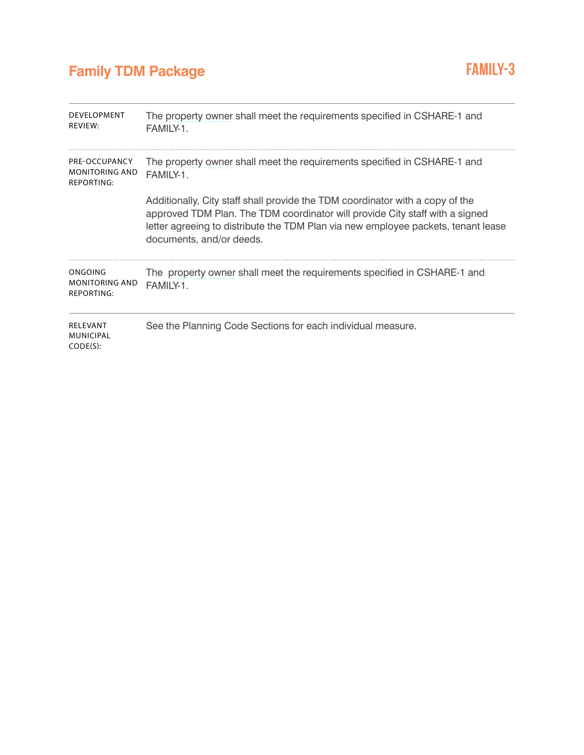## Family TDM Package

**FAMILY-3**

| | |
|---|---|
| DEVELOPMENT REVIEW: | The property owner shall meet the requirements specified in CSHARE-1 and FAMILY-1. |
| PRE-OCCUPANCY MONITORING AND REPORTING: | The property owner shall meet the requirements specified in CSHARE-1 and FAMILY-1.<br><br>Additionally, City staff shall provide the TDM coordinator with a copy of the approved TDM Plan. The TDM coordinator will provide City staff with a signed letter agreeing to distribute the TDM Plan via new employee packets, tenant lease documents, and/or deeds. |
| ONGOING MONITORING AND REPORTING: | The property owner shall meet the requirements specified in CSHARE-1 and FAMILY-1. |
| RELEVANT MUNICIPAL CODE(S): | See the Planning Code Sections for each individual measure. |